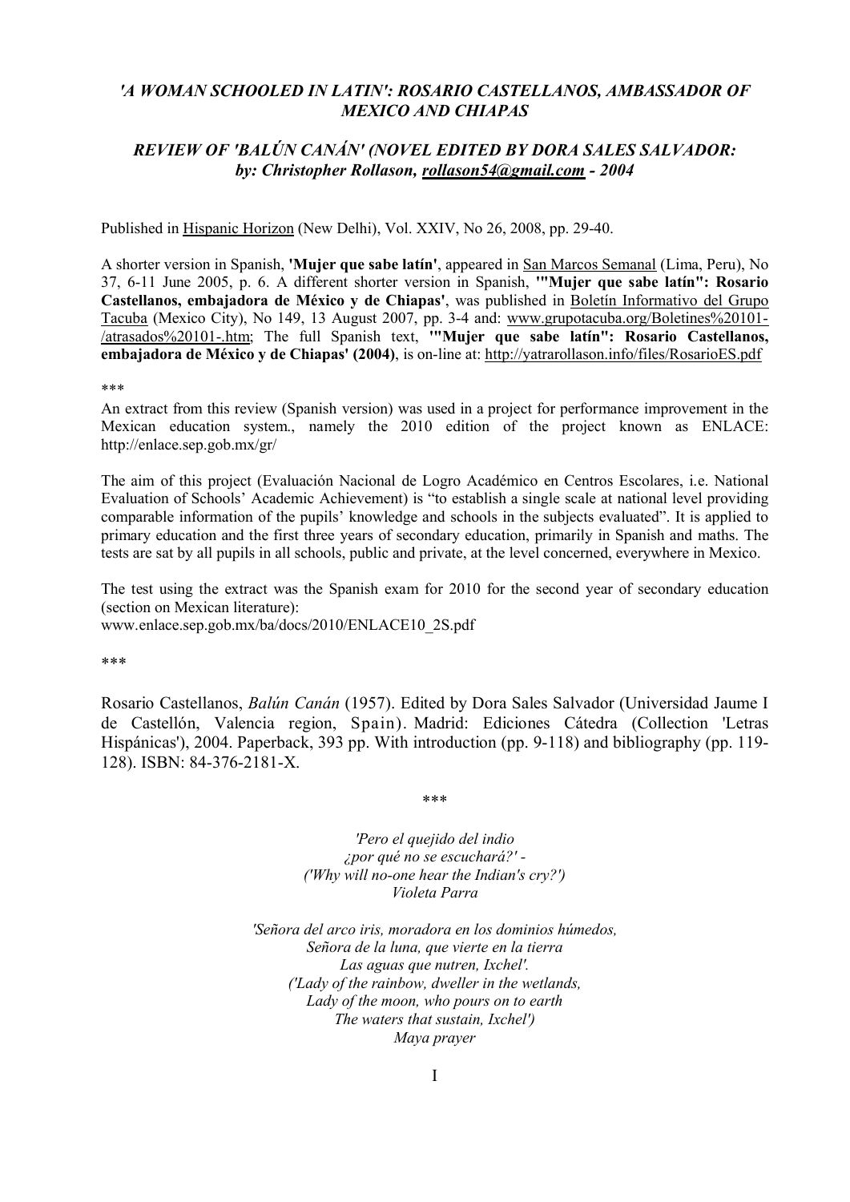## *'A WOMAN SCHOOLED IN LATIN': ROSARIO CASTELLANOS, AMBASSADOR OF MEXICO AND CHIAPAS*

## *REVIEW OF 'BALÚN CANÁN' (NOVEL EDITED BY DORA SALES SALVADOR: by: Christopher Rollason, rollason54@gmail.com - 2004*

Published in Hispanic Horizon (New Delhi), Vol. XXIV, No 26, 2008, pp. 29-40.

A shorter version in Spanish, **'Mujer que sabe latín'**, appeared in San Marcos Semanal (Lima, Peru), No 37, 6-11 June 2005, p. 6. A different shorter version in Spanish, **'"Mujer que sabe latín": Rosario Castellanos, embajadora de México y de Chiapas'**, was published in Boletín Informativo del Grupo Tacuba (Mexico City), No 149, 13 August 2007, pp. 3-4 and: www.grupotacuba.org/Boletines%20101-/atrasados%20101-.htm; The full Spanish text, **'"Mujer que sabe latín": Rosario Castellanos, embajadora de México y de Chiapas' (2004)**, is on-line at: http://yatrarollason.info/files/RosarioES.pdf

***

An extract from this review (Spanish version) was used in a project for performance improvement in the Mexican education system., namely the 2010 edition of the project known as ENLACE: http://enlace.sep.gob.mx/gr/

The aim of this project (Evaluación Nacional de Logro Académico en Centros Escolares, i.e. National Evaluation of Schools' Academic Achievement) is "to establish a single scale at national level providing comparable information of the pupils' knowledge and schools in the subjects evaluated". It is applied to primary education and the first three years of secondary education, primarily in Spanish and maths. The tests are sat by all pupils in all schools, public and private, at the level concerned, everywhere in Mexico.

The test using the extract was the Spanish exam for 2010 for the second year of secondary education (section on Mexican literature):
www.enlace.sep.gob.mx/ba/docs/2010/ENLACE10_2S.pdf

***

Rosario Castellanos, *Balún Canán* (1957). Edited by Dora Sales Salvador (Universidad Jaume I de Castellón, Valencia region, Spain). Madrid: Ediciones Cátedra (Collection 'Letras Hispánicas'), 2004. Paperback, 393 pp. With introduction (pp. 9-118) and bibliography (pp. 119-128). ISBN: 84-376-2181-X.

***

*'Pero el quejido del indio*
*¿por qué no se escuchará?' -*
*('Why will no-one hear the Indian's cry?')*
*Violeta Parra*

*'Señora del arco iris, moradora en los dominios húmedos,*
*Señora de la luna, que vierte en la tierra*
*Las aguas que nutren, Ixchel'.*
*('Lady of the rainbow, dweller in the wetlands,*
*Lady of the moon, who pours on to earth*
*The waters that sustain, Ixchel')*
*Maya prayer*

I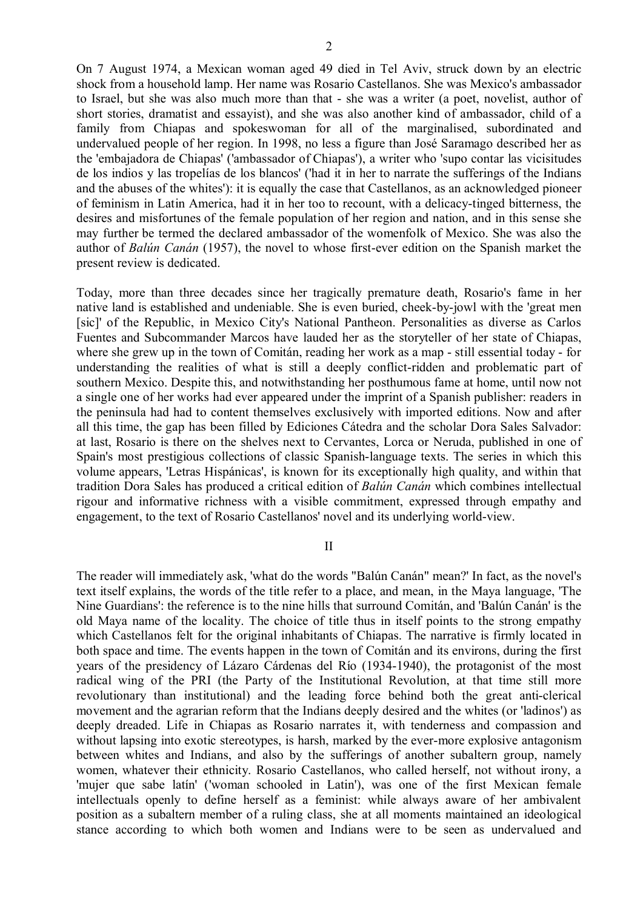On 7 August 1974, a Mexican woman aged 49 died in Tel Aviv, struck down by an electric shock from a household lamp. Her name was Rosario Castellanos. She was Mexico's ambassador to Israel, but she was also much more than that - she was a writer (a poet, novelist, author of short stories, dramatist and essayist), and she was also another kind of ambassador, child of a family from Chiapas and spokeswoman for all of the marginalised, subordinated and undervalued people of her region. In 1998, no less a figure than José Saramago described her as the 'embajadora de Chiapas' ('ambassador of Chiapas'), a writer who 'supo contar las vicisitudes de los indios y las tropelías de los blancos' ('had it in her to narrate the sufferings of the Indians and the abuses of the whites'): it is equally the case that Castellanos, as an acknowledged pioneer of feminism in Latin America, had it in her too to recount, with a delicacy-tinged bitterness, the desires and misfortunes of the female population of her region and nation, and in this sense she may further be termed the declared ambassador of the womenfolk of Mexico. She was also the author of *Balún Canán* (1957), the novel to whose first-ever edition on the Spanish market the present review is dedicated.

Today, more than three decades since her tragically premature death, Rosario's fame in her native land is established and undeniable. She is even buried, cheek-by-jowl with the 'great men [sic]' of the Republic, in Mexico City's National Pantheon. Personalities as diverse as Carlos Fuentes and Subcommander Marcos have lauded her as the storyteller of her state of Chiapas, where she grew up in the town of Comitán, reading her work as a map - still essential today - for understanding the realities of what is still a deeply conflict-ridden and problematic part of southern Mexico. Despite this, and notwithstanding her posthumous fame at home, until now not a single one of her works had ever appeared under the imprint of a Spanish publisher: readers in the peninsula had had to content themselves exclusively with imported editions. Now and after all this time, the gap has been filled by Ediciones Cátedra and the scholar Dora Sales Salvador: at last, Rosario is there on the shelves next to Cervantes, Lorca or Neruda, published in one of Spain's most prestigious collections of classic Spanish-language texts. The series in which this volume appears, 'Letras Hispánicas', is known for its exceptionally high quality, and within that tradition Dora Sales has produced a critical edition of *Balún Canán* which combines intellectual rigour and informative richness with a visible commitment, expressed through empathy and engagement, to the text of Rosario Castellanos' novel and its underlying world-view.

## II

The reader will immediately ask, 'what do the words "Balún Canán" mean?' In fact, as the novel's text itself explains, the words of the title refer to a place, and mean, in the Maya language, 'The Nine Guardians': the reference is to the nine hills that surround Comitán, and 'Balún Canán' is the old Maya name of the locality. The choice of title thus in itself points to the strong empathy which Castellanos felt for the original inhabitants of Chiapas. The narrative is firmly located in both space and time. The events happen in the town of Comitán and its environs, during the first years of the presidency of Lázaro Cárdenas del Río (1934-1940), the protagonist of the most radical wing of the PRI (the Party of the Institutional Revolution, at that time still more revolutionary than institutional) and the leading force behind both the great anti-clerical movement and the agrarian reform that the Indians deeply desired and the whites (or 'ladinos') as deeply dreaded. Life in Chiapas as Rosario narrates it, with tenderness and compassion and without lapsing into exotic stereotypes, is harsh, marked by the ever-more explosive antagonism between whites and Indians, and also by the sufferings of another subaltern group, namely women, whatever their ethnicity. Rosario Castellanos, who called herself, not without irony, a 'mujer que sabe latín' ('woman schooled in Latin'), was one of the first Mexican female intellectuals openly to define herself as a feminist: while always aware of her ambivalent position as a subaltern member of a ruling class, she at all moments maintained an ideological stance according to which both women and Indians were to be seen as undervalued and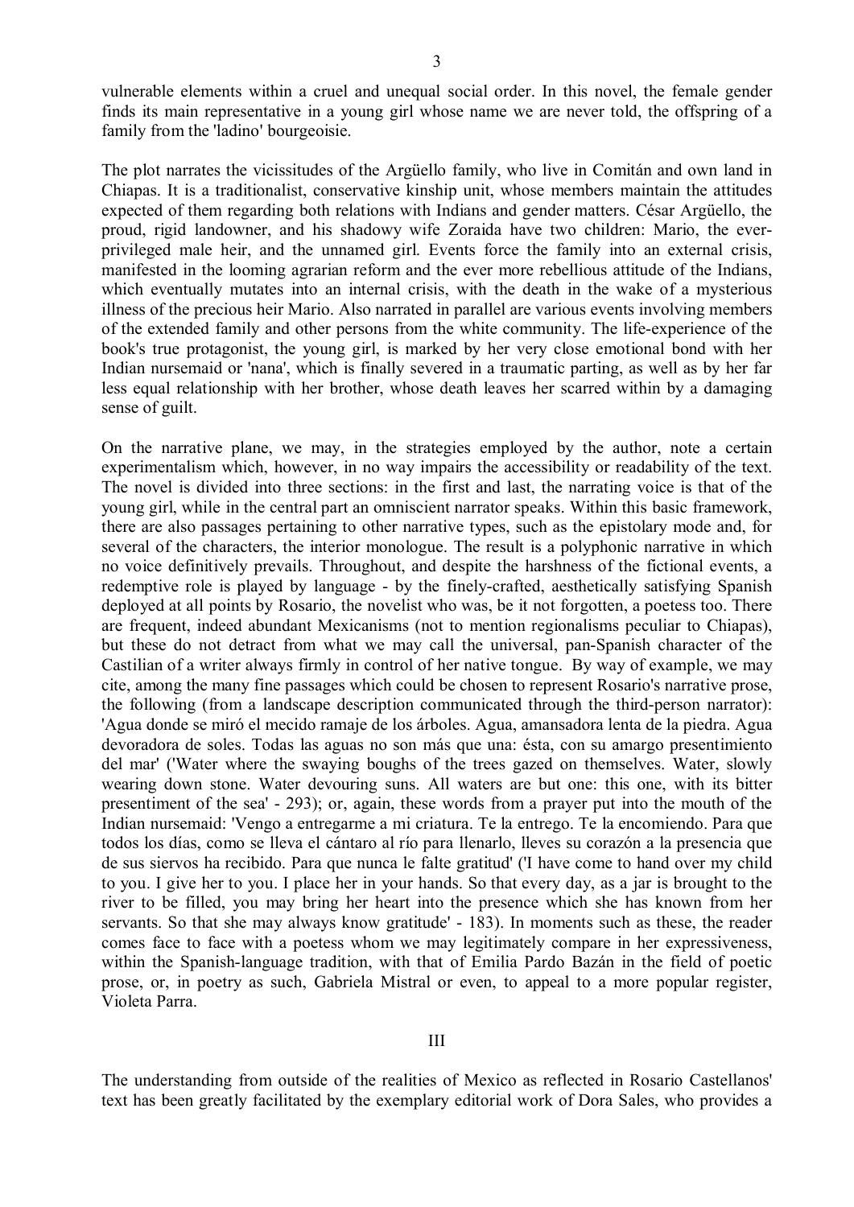vulnerable elements within a cruel and unequal social order. In this novel, the female gender finds its main representative in a young girl whose name we are never told, the offspring of a family from the 'ladino' bourgeoisie.

The plot narrates the vicissitudes of the Argüello family, who live in Comitán and own land in Chiapas. It is a traditionalist, conservative kinship unit, whose members maintain the attitudes expected of them regarding both relations with Indians and gender matters. César Argüello, the proud, rigid landowner, and his shadowy wife Zoraida have two children: Mario, the ever-privileged male heir, and the unnamed girl. Events force the family into an external crisis, manifested in the looming agrarian reform and the ever more rebellious attitude of the Indians, which eventually mutates into an internal crisis, with the death in the wake of a mysterious illness of the precious heir Mario. Also narrated in parallel are various events involving members of the extended family and other persons from the white community. The life-experience of the book's true protagonist, the young girl, is marked by her very close emotional bond with her Indian nursemaid or 'nana', which is finally severed in a traumatic parting, as well as by her far less equal relationship with her brother, whose death leaves her scarred within by a damaging sense of guilt.

On the narrative plane, we may, in the strategies employed by the author, note a certain experimentalism which, however, in no way impairs the accessibility or readability of the text. The novel is divided into three sections: in the first and last, the narrating voice is that of the young girl, while in the central part an omniscient narrator speaks. Within this basic framework, there are also passages pertaining to other narrative types, such as the epistolary mode and, for several of the characters, the interior monologue. The result is a polyphonic narrative in which no voice definitively prevails. Throughout, and despite the harshness of the fictional events, a redemptive role is played by language - by the finely-crafted, aesthetically satisfying Spanish deployed at all points by Rosario, the novelist who was, be it not forgotten, a poetess too. There are frequent, indeed abundant Mexicanisms (not to mention regionalisms peculiar to Chiapas), but these do not detract from what we may call the universal, pan-Spanish character of the Castilian of a writer always firmly in control of her native tongue. By way of example, we may cite, among the many fine passages which could be chosen to represent Rosario's narrative prose, the following (from a landscape description communicated through the third-person narrator): 'Agua donde se miró el mecido ramaje de los árboles. Agua, amansadora lenta de la piedra. Agua devoradora de soles. Todas las aguas no son más que una: ésta, con su amargo presentimiento del mar' ('Water where the swaying boughs of the trees gazed on themselves. Water, slowly wearing down stone. Water devouring suns. All waters are but one: this one, with its bitter presentiment of the sea' - 293); or, again, these words from a prayer put into the mouth of the Indian nursemaid: 'Vengo a entregarme a mi criatura. Te la entrego. Te la encomiendo. Para que todos los días, como se lleva el cántaro al río para llenarlo, lleves su corazón a la presencia que de sus siervos ha recibido. Para que nunca le falte gratitud' ('I have come to hand over my child to you. I give her to you. I place her in your hands. So that every day, as a jar is brought to the river to be filled, you may bring her heart into the presence which she has known from her servants. So that she may always know gratitude' - 183). In moments such as these, the reader comes face to face with a poetess whom we may legitimately compare in her expressiveness, within the Spanish-language tradition, with that of Emilia Pardo Bazán in the field of poetic prose, or, in poetry as such, Gabriela Mistral or even, to appeal to a more popular register, Violeta Parra.

## III

The understanding from outside of the realities of Mexico as reflected in Rosario Castellanos' text has been greatly facilitated by the exemplary editorial work of Dora Sales, who provides a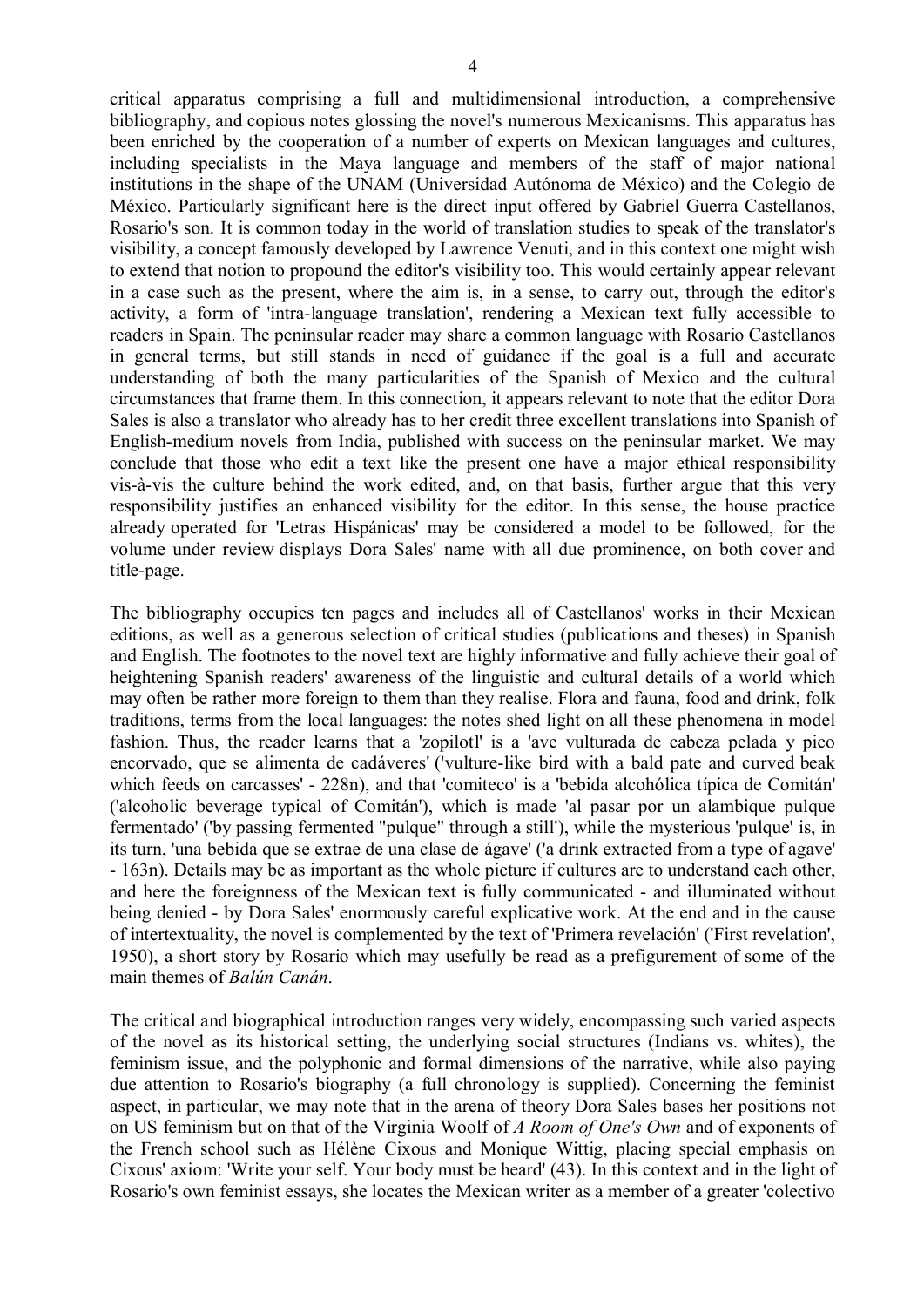critical apparatus comprising a full and multidimensional introduction, a comprehensive bibliography, and copious notes glossing the novel's numerous Mexicanisms. This apparatus has been enriched by the cooperation of a number of experts on Mexican languages and cultures, including specialists in the Maya language and members of the staff of major national institutions in the shape of the UNAM (Universidad Autónoma de México) and the Colegio de México. Particularly significant here is the direct input offered by Gabriel Guerra Castellanos, Rosario's son. It is common today in the world of translation studies to speak of the translator's visibility, a concept famously developed by Lawrence Venuti, and in this context one might wish to extend that notion to propound the editor's visibility too. This would certainly appear relevant in a case such as the present, where the aim is, in a sense, to carry out, through the editor's activity, a form of 'intra-language translation', rendering a Mexican text fully accessible to readers in Spain. The peninsular reader may share a common language with Rosario Castellanos in general terms, but still stands in need of guidance if the goal is a full and accurate understanding of both the many particularities of the Spanish of Mexico and the cultural circumstances that frame them. In this connection, it appears relevant to note that the editor Dora Sales is also a translator who already has to her credit three excellent translations into Spanish of English-medium novels from India, published with success on the peninsular market. We may conclude that those who edit a text like the present one have a major ethical responsibility vis-à-vis the culture behind the work edited, and, on that basis, further argue that this very responsibility justifies an enhanced visibility for the editor. In this sense, the house practice already operated for 'Letras Hispánicas' may be considered a model to be followed, for the volume under review displays Dora Sales' name with all due prominence, on both cover and title-page.

The bibliography occupies ten pages and includes all of Castellanos' works in their Mexican editions, as well as a generous selection of critical studies (publications and theses) in Spanish and English. The footnotes to the novel text are highly informative and fully achieve their goal of heightening Spanish readers' awareness of the linguistic and cultural details of a world which may often be rather more foreign to them than they realise. Flora and fauna, food and drink, folk traditions, terms from the local languages: the notes shed light on all these phenomena in model fashion. Thus, the reader learns that a 'zopilotl' is a 'ave vulturada de cabeza pelada y pico encorvado, que se alimenta de cadáveres' ('vulture-like bird with a bald pate and curved beak which feeds on carcasses' - 228n), and that 'comiteco' is a 'bebida alcohólica típica de Comitán' ('alcoholic beverage typical of Comitán'), which is made 'al pasar por un alambique pulque fermentado' ('by passing fermented "pulque" through a still'), while the mysterious 'pulque' is, in its turn, 'una bebida que se extrae de una clase de ágave' ('a drink extracted from a type of agave' - 163n). Details may be as important as the whole picture if cultures are to understand each other, and here the foreignness of the Mexican text is fully communicated - and illuminated without being denied - by Dora Sales' enormously careful explicative work. At the end and in the cause of intertextuality, the novel is complemented by the text of 'Primera revelación' ('First revelation', 1950), a short story by Rosario which may usefully be read as a prefigurement of some of the main themes of *Balún Canán*.

The critical and biographical introduction ranges very widely, encompassing such varied aspects of the novel as its historical setting, the underlying social structures (Indians vs. whites), the feminism issue, and the polyphonic and formal dimensions of the narrative, while also paying due attention to Rosario's biography (a full chronology is supplied). Concerning the feminist aspect, in particular, we may note that in the arena of theory Dora Sales bases her positions not on US feminism but on that of the Virginia Woolf of *A Room of One's Own* and of exponents of the French school such as Hélène Cixous and Monique Wittig, placing special emphasis on Cixous' axiom: 'Write your self. Your body must be heard' (43). In this context and in the light of Rosario's own feminist essays, she locates the Mexican writer as a member of a greater 'colectivo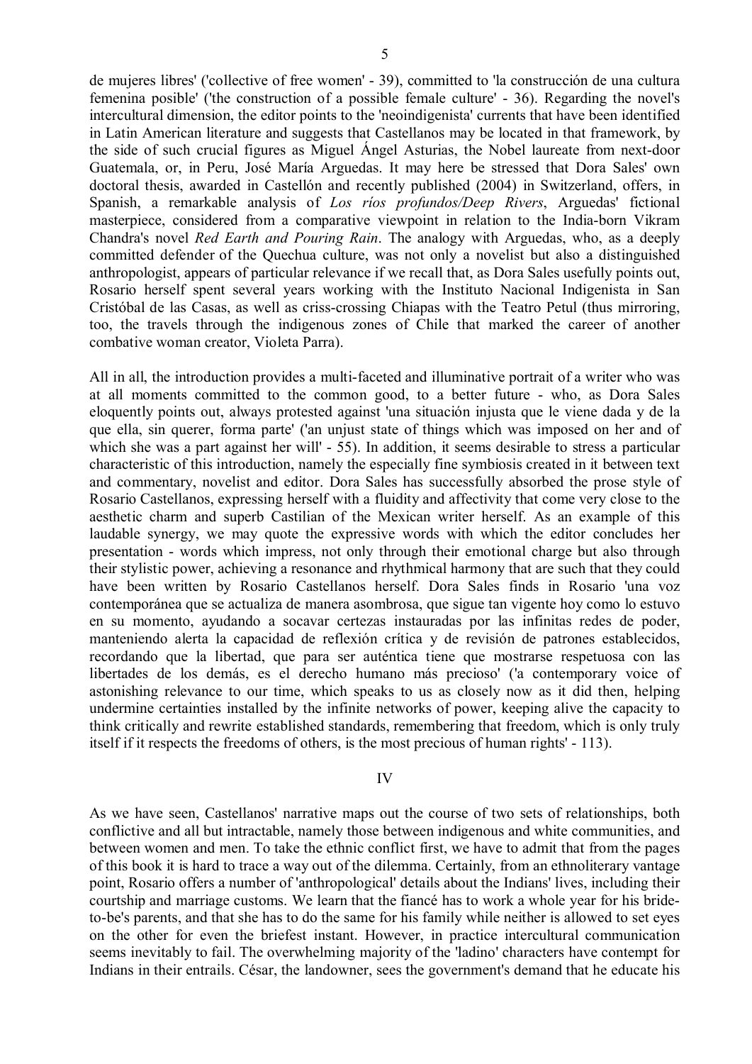de mujeres libres' ('collective of free women' - 39), committed to 'la construcción de una cultura femenina posible' ('the construction of a possible female culture' - 36). Regarding the novel's intercultural dimension, the editor points to the 'neoindigenista' currents that have been identified in Latin American literature and suggests that Castellanos may be located in that framework, by the side of such crucial figures as Miguel Ángel Asturias, the Nobel laureate from next-door Guatemala, or, in Peru, José María Arguedas. It may here be stressed that Dora Sales' own doctoral thesis, awarded in Castellón and recently published (2004) in Switzerland, offers, in Spanish, a remarkable analysis of *Los ríos profundos/Deep Rivers*, Arguedas' fictional masterpiece, considered from a comparative viewpoint in relation to the India-born Vikram Chandra's novel *Red Earth and Pouring Rain*. The analogy with Arguedas, who, as a deeply committed defender of the Quechua culture, was not only a novelist but also a distinguished anthropologist, appears of particular relevance if we recall that, as Dora Sales usefully points out, Rosario herself spent several years working with the Instituto Nacional Indigenista in San Cristóbal de las Casas, as well as criss-crossing Chiapas with the Teatro Petul (thus mirroring, too, the travels through the indigenous zones of Chile that marked the career of another combative woman creator, Violeta Parra).

All in all, the introduction provides a multi-faceted and illuminative portrait of a writer who was at all moments committed to the common good, to a better future - who, as Dora Sales eloquently points out, always protested against 'una situación injusta que le viene dada y de la que ella, sin querer, forma parte' ('an unjust state of things which was imposed on her and of which she was a part against her will' - 55). In addition, it seems desirable to stress a particular characteristic of this introduction, namely the especially fine symbiosis created in it between text and commentary, novelist and editor. Dora Sales has successfully absorbed the prose style of Rosario Castellanos, expressing herself with a fluidity and affectivity that come very close to the aesthetic charm and superb Castilian of the Mexican writer herself. As an example of this laudable synergy, we may quote the expressive words with which the editor concludes her presentation - words which impress, not only through their emotional charge but also through their stylistic power, achieving a resonance and rhythmical harmony that are such that they could have been written by Rosario Castellanos herself. Dora Sales finds in Rosario 'una voz contemporánea que se actualiza de manera asombrosa, que sigue tan vigente hoy como lo estuvo en su momento, ayudando a socavar certezas instauradas por las infinitas redes de poder, manteniendo alerta la capacidad de reflexión crítica y de revisión de patrones establecidos, recordando que la libertad, que para ser auténtica tiene que mostrarse respetuosa con las libertades de los demás, es el derecho humano más precioso' ('a contemporary voice of astonishing relevance to our time, which speaks to us as closely now as it did then, helping undermine certainties installed by the infinite networks of power, keeping alive the capacity to think critically and rewrite established standards, remembering that freedom, which is only truly itself if it respects the freedoms of others, is the most precious of human rights' - 113).

## IV

As we have seen, Castellanos' narrative maps out the course of two sets of relationships, both conflictive and all but intractable, namely those between indigenous and white communities, and between women and men. To take the ethnic conflict first, we have to admit that from the pages of this book it is hard to trace a way out of the dilemma. Certainly, from an ethnoliterary vantage point, Rosario offers a number of 'anthropological' details about the Indians' lives, including their courtship and marriage customs. We learn that the fiancé has to work a whole year for his bride-to-be's parents, and that she has to do the same for his family while neither is allowed to set eyes on the other for even the briefest instant. However, in practice intercultural communication seems inevitably to fail. The overwhelming majority of the 'ladino' characters have contempt for Indians in their entrails. César, the landowner, sees the government's demand that he educate his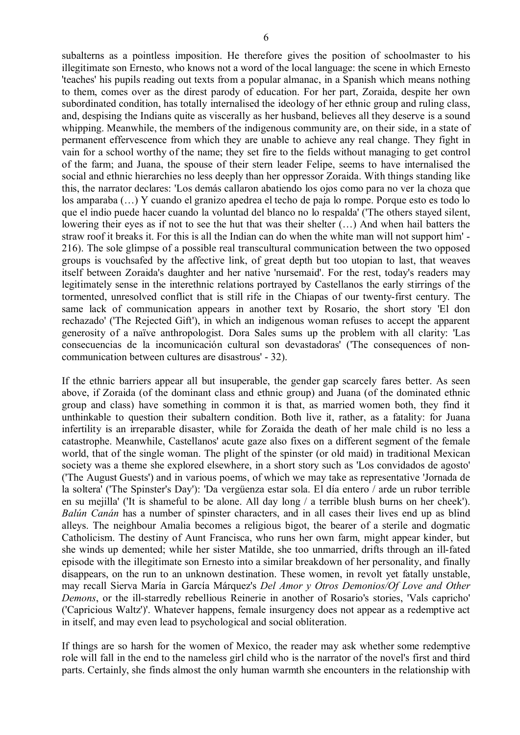subalterns as a pointless imposition. He therefore gives the position of schoolmaster to his illegitimate son Ernesto, who knows not a word of the local language: the scene in which Ernesto 'teaches' his pupils reading out texts from a popular almanac, in a Spanish which means nothing to them, comes over as the direst parody of education. For her part, Zoraida, despite her own subordinated condition, has totally internalised the ideology of her ethnic group and ruling class, and, despising the Indians quite as viscerally as her husband, believes all they deserve is a sound whipping. Meanwhile, the members of the indigenous community are, on their side, in a state of permanent effervescence from which they are unable to achieve any real change. They fight in vain for a school worthy of the name; they set fire to the fields without managing to get control of the farm; and Juana, the spouse of their stern leader Felipe, seems to have internalised the social and ethnic hierarchies no less deeply than her oppressor Zoraida. With things standing like this, the narrator declares: 'Los demás callaron abatiendo los ojos como para no ver la choza que los amparaba (…) Y cuando el granizo apedrea el techo de paja lo rompe. Porque esto es todo lo que el indio puede hacer cuando la voluntad del blanco no lo respalda' ('The others stayed silent, lowering their eyes as if not to see the hut that was their shelter (…) And when hail batters the straw roof it breaks it. For this is all the Indian can do when the white man will not support him' - 216). The sole glimpse of a possible real transcultural communication between the two opposed groups is vouchsafed by the affective link, of great depth but too utopian to last, that weaves itself between Zoraida's daughter and her native 'nursemaid'. For the rest, today's readers may legitimately sense in the interethnic relations portrayed by Castellanos the early stirrings of the tormented, unresolved conflict that is still rife in the Chiapas of our twenty-first century. The same lack of communication appears in another text by Rosario, the short story 'El don rechazado' ('The Rejected Gift'), in which an indigenous woman refuses to accept the apparent generosity of a naïve anthropologist. Dora Sales sums up the problem with all clarity: 'Las consecuencias de la incomunicación cultural son devastadoras' ('The consequences of non-communication between cultures are disastrous' - 32).

If the ethnic barriers appear all but insuperable, the gender gap scarcely fares better. As seen above, if Zoraida (of the dominant class and ethnic group) and Juana (of the dominated ethnic group and class) have something in common it is that, as married women both, they find it unthinkable to question their subaltern condition. Both live it, rather, as a fatality: for Juana infertility is an irreparable disaster, while for Zoraida the death of her male child is no less a catastrophe. Meanwhile, Castellanos' acute gaze also fixes on a different segment of the female world, that of the single woman. The plight of the spinster (or old maid) in traditional Mexican society was a theme she explored elsewhere, in a short story such as 'Los convidados de agosto' ('The August Guests') and in various poems, of which we may take as representative 'Jornada de la soltera' ('The Spinster's Day'): 'Da vergüenza estar sola. El día entero / arde un rubor terrible en su mejilla' ('It is shameful to be alone. All day long / a terrible blush burns on her cheek'). *Balún Canán* has a number of spinster characters, and in all cases their lives end up as blind alleys. The neighbour Amalia becomes a religious bigot, the bearer of a sterile and dogmatic Catholicism. The destiny of Aunt Francisca, who runs her own farm, might appear kinder, but she winds up demented; while her sister Matilde, she too unmarried, drifts through an ill-fated episode with the illegitimate son Ernesto into a similar breakdown of her personality, and finally disappears, on the run to an unknown destination. These women, in revolt yet fatally unstable, may recall Sierva María in García Márquez's *Del Amor y Otros Demonios/Of Love and Other Demons*, or the ill-starredly rebellious Reinerie in another of Rosario's stories, 'Vals capricho' ('Capricious Waltz')'. Whatever happens, female insurgency does not appear as a redemptive act in itself, and may even lead to psychological and social obliteration.

If things are so harsh for the women of Mexico, the reader may ask whether some redemptive role will fall in the end to the nameless girl child who is the narrator of the novel's first and third parts. Certainly, she finds almost the only human warmth she encounters in the relationship with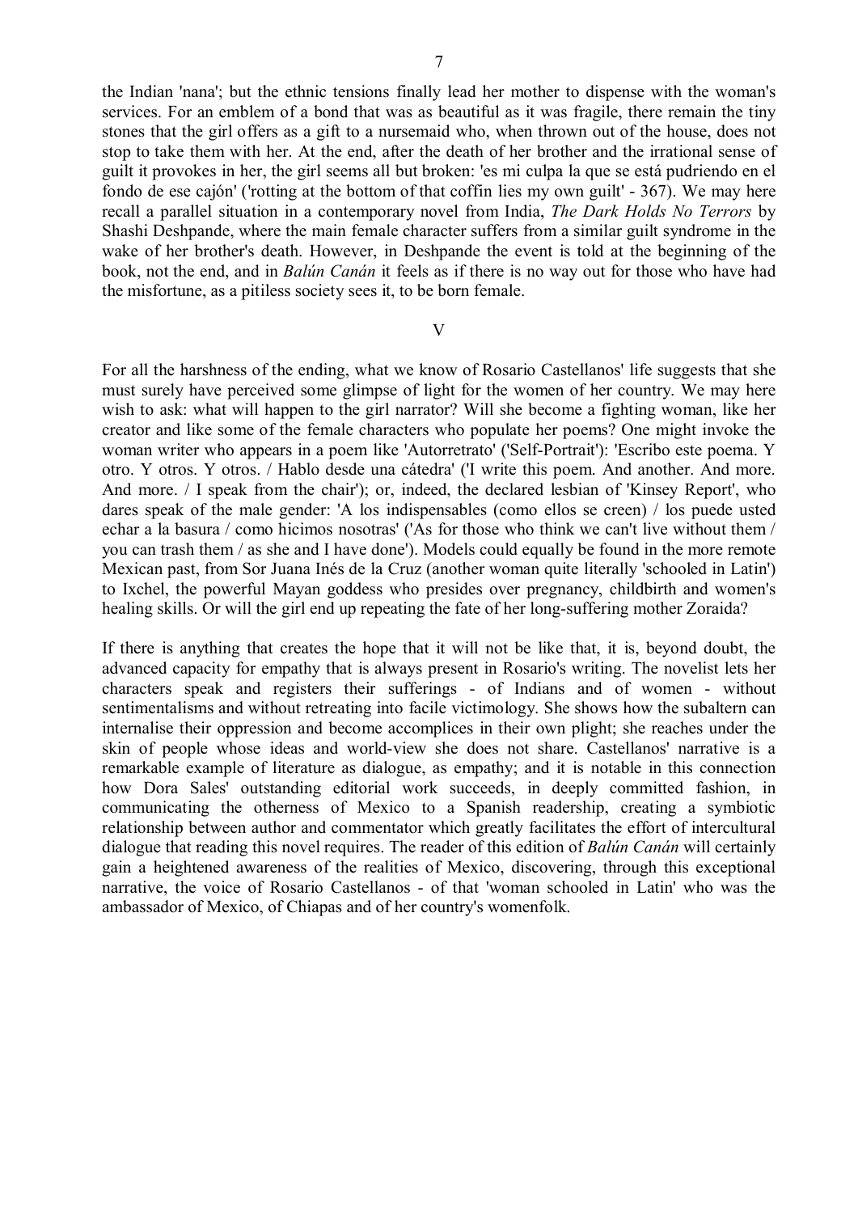the Indian 'nana'; but the ethnic tensions finally lead her mother to dispense with the woman's services. For an emblem of a bond that was as beautiful as it was fragile, there remain the tiny stones that the girl offers as a gift to a nursemaid who, when thrown out of the house, does not stop to take them with her. At the end, after the death of her brother and the irrational sense of guilt it provokes in her, the girl seems all but broken: 'es mi culpa la que se está pudriendo en el fondo de ese cajón' ('rotting at the bottom of that coffin lies my own guilt' - 367). We may here recall a parallel situation in a contemporary novel from India, *The Dark Holds No Terrors* by Shashi Deshpande, where the main female character suffers from a similar guilt syndrome in the wake of her brother's death. However, in Deshpande the event is told at the beginning of the book, not the end, and in *Balún Canán* it feels as if there is no way out for those who have had the misfortune, as a pitiless society sees it, to be born female.

## V

For all the harshness of the ending, what we know of Rosario Castellanos' life suggests that she must surely have perceived some glimpse of light for the women of her country. We may here wish to ask: what will happen to the girl narrator? Will she become a fighting woman, like her creator and like some of the female characters who populate her poems? One might invoke the woman writer who appears in a poem like 'Autorretrato' ('Self-Portrait'): 'Escribo este poema. Y otro. Y otros. Y otros. / Hablo desde una cátedra' ('I write this poem. And another. And more. And more. / I speak from the chair'); or, indeed, the declared lesbian of 'Kinsey Report', who dares speak of the male gender: 'A los indispensables (como ellos se creen) / los puede usted echar a la basura / como hicimos nosotras' ('As for those who think we can't live without them / you can trash them / as she and I have done'). Models could equally be found in the more remote Mexican past, from Sor Juana Inés de la Cruz (another woman quite literally 'schooled in Latin') to Ixchel, the powerful Mayan goddess who presides over pregnancy, childbirth and women's healing skills. Or will the girl end up repeating the fate of her long-suffering mother Zoraida?

If there is anything that creates the hope that it will not be like that, it is, beyond doubt, the advanced capacity for empathy that is always present in Rosario's writing. The novelist lets her characters speak and registers their sufferings - of Indians and of women - without sentimentalisms and without retreating into facile victimology. She shows how the subaltern can internalise their oppression and become accomplices in their own plight; she reaches under the skin of people whose ideas and world-view she does not share. Castellanos' narrative is a remarkable example of literature as dialogue, as empathy; and it is notable in this connection how Dora Sales' outstanding editorial work succeeds, in deeply committed fashion, in communicating the otherness of Mexico to a Spanish readership, creating a symbiotic relationship between author and commentator which greatly facilitates the effort of intercultural dialogue that reading this novel requires. The reader of this edition of *Balún Canán* will certainly gain a heightened awareness of the realities of Mexico, discovering, through this exceptional narrative, the voice of Rosario Castellanos - of that 'woman schooled in Latin' who was the ambassador of Mexico, of Chiapas and of her country's womenfolk.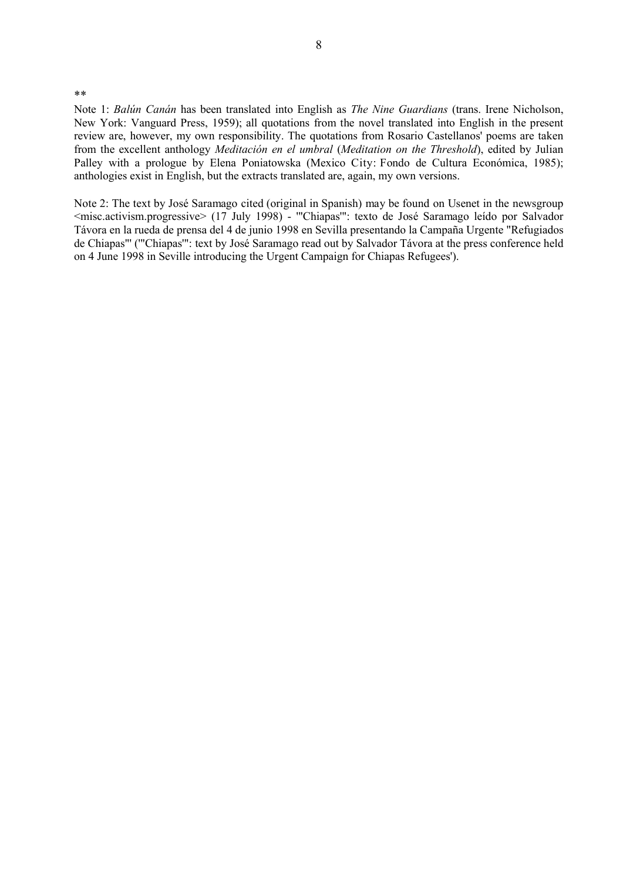**

Note 1: *Balún Canán* has been translated into English as *The Nine Guardians* (trans. Irene Nicholson, New York: Vanguard Press, 1959); all quotations from the novel translated into English in the present review are, however, my own responsibility. The quotations from Rosario Castellanos' poems are taken from the excellent anthology *Meditación en el umbral* (*Meditation on the Threshold*), edited by Julian Palley with a prologue by Elena Poniatowska (Mexico City: Fondo de Cultura Económica, 1985); anthologies exist in English, but the extracts translated are, again, my own versions.

Note 2: The text by José Saramago cited (original in Spanish) may be found on Usenet in the newsgroup <misc.activism.progressive> (17 July 1998) - '"Chiapas"': texto de José Saramago leído por Salvador Távora en la rueda de prensa del 4 de junio 1998 en Sevilla presentando la Campaña Urgente "Refugiados de Chiapas"' ('"Chiapas"': text by José Saramago read out by Salvador Távora at the press conference held on 4 June 1998 in Seville introducing the Urgent Campaign for Chiapas Refugees').